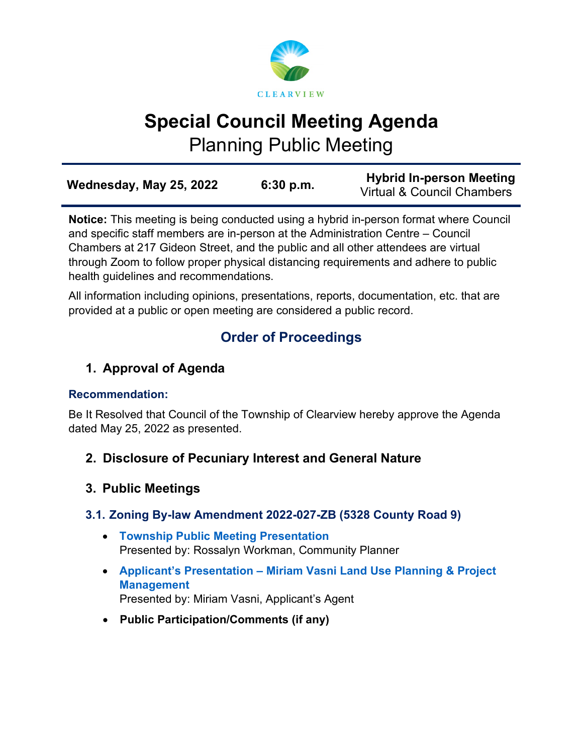CLEARVIEW

# Special Council Meeting Agenda

## Planning Public Meeting

| **Wednesday, May 25, 2022** | **6:30 p.m.** | **Hybrid In-person Meeting** Virtual & Council Chambers |
|---|---|---|

**Notice:** This meeting is being conducted using a hybrid in-person format where Council and specific staff members are in-person at the Administration Centre – Council Chambers at 217 Gideon Street, and the public and all other attendees are virtual through Zoom to follow proper physical distancing requirements and adhere to public health guidelines and recommendations.

All information including opinions, presentations, reports, documentation, etc. that are provided at a public or open meeting are considered a public record.

## Order of Proceedings

### 1. Approval of Agenda

**Recommendation:**

Be It Resolved that Council of the Township of Clearview hereby approve the Agenda dated May 25, 2022 as presented.

### 2. Disclosure of Pecuniary Interest and General Nature

### 3. Public Meetings

#### 3.1. Zoning By-law Amendment 2022-027-ZB (5328 County Road 9)

- **Township Public Meeting Presentation**
  Presented by: Rossalyn Workman, Community Planner
- **Applicant's Presentation – Miriam Vasni Land Use Planning & Project Management**
  Presented by: Miriam Vasni, Applicant's Agent
- **Public Participation/Comments (if any)**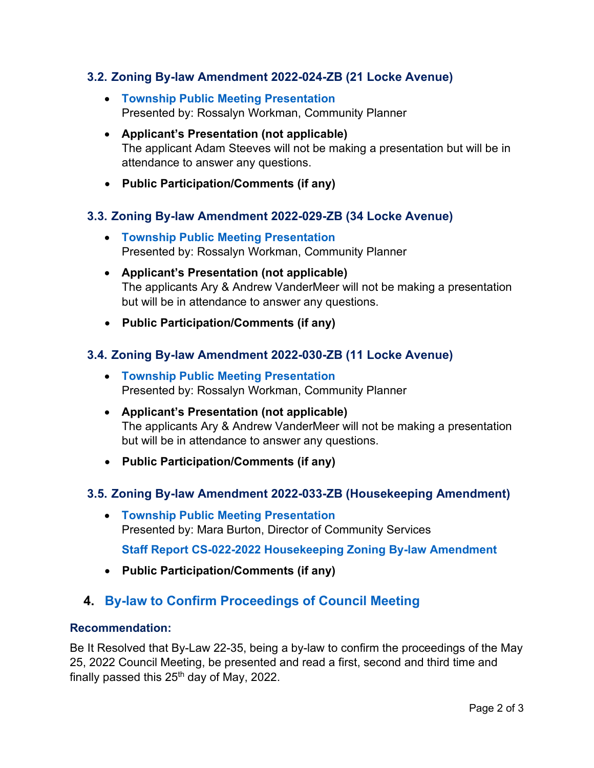### 3.2. Zoning By-law Amendment 2022-024-ZB (21 Locke Avenue)

- **Township Public Meeting Presentation**
  Presented by: Rossalyn Workman, Community Planner
- **Applicant's Presentation (not applicable)**
  The applicant Adam Steeves will not be making a presentation but will be in attendance to answer any questions.
- **Public Participation/Comments (if any)**

### 3.3. Zoning By-law Amendment 2022-029-ZB (34 Locke Avenue)

- **Township Public Meeting Presentation**
  Presented by: Rossalyn Workman, Community Planner
- **Applicant's Presentation (not applicable)**
  The applicants Ary & Andrew VanderMeer will not be making a presentation but will be in attendance to answer any questions.
- **Public Participation/Comments (if any)**

### 3.4. Zoning By-law Amendment 2022-030-ZB (11 Locke Avenue)

- **Township Public Meeting Presentation**
  Presented by: Rossalyn Workman, Community Planner
- **Applicant's Presentation (not applicable)**
  The applicants Ary & Andrew VanderMeer will not be making a presentation but will be in attendance to answer any questions.
- **Public Participation/Comments (if any)**

### 3.5. Zoning By-law Amendment 2022-033-ZB (Housekeeping Amendment)

- **Township Public Meeting Presentation**
  Presented by: Mara Burton, Director of Community Services

  **Staff Report CS-022-2022 Housekeeping Zoning By-law Amendment**
- **Public Participation/Comments (if any)**

## 4. By-law to Confirm Proceedings of Council Meeting

**Recommendation:**

Be It Resolved that By-Law 22-35, being a by-law to confirm the proceedings of the May 25, 2022 Council Meeting, be presented and read a first, second and third time and finally passed this 25th day of May, 2022.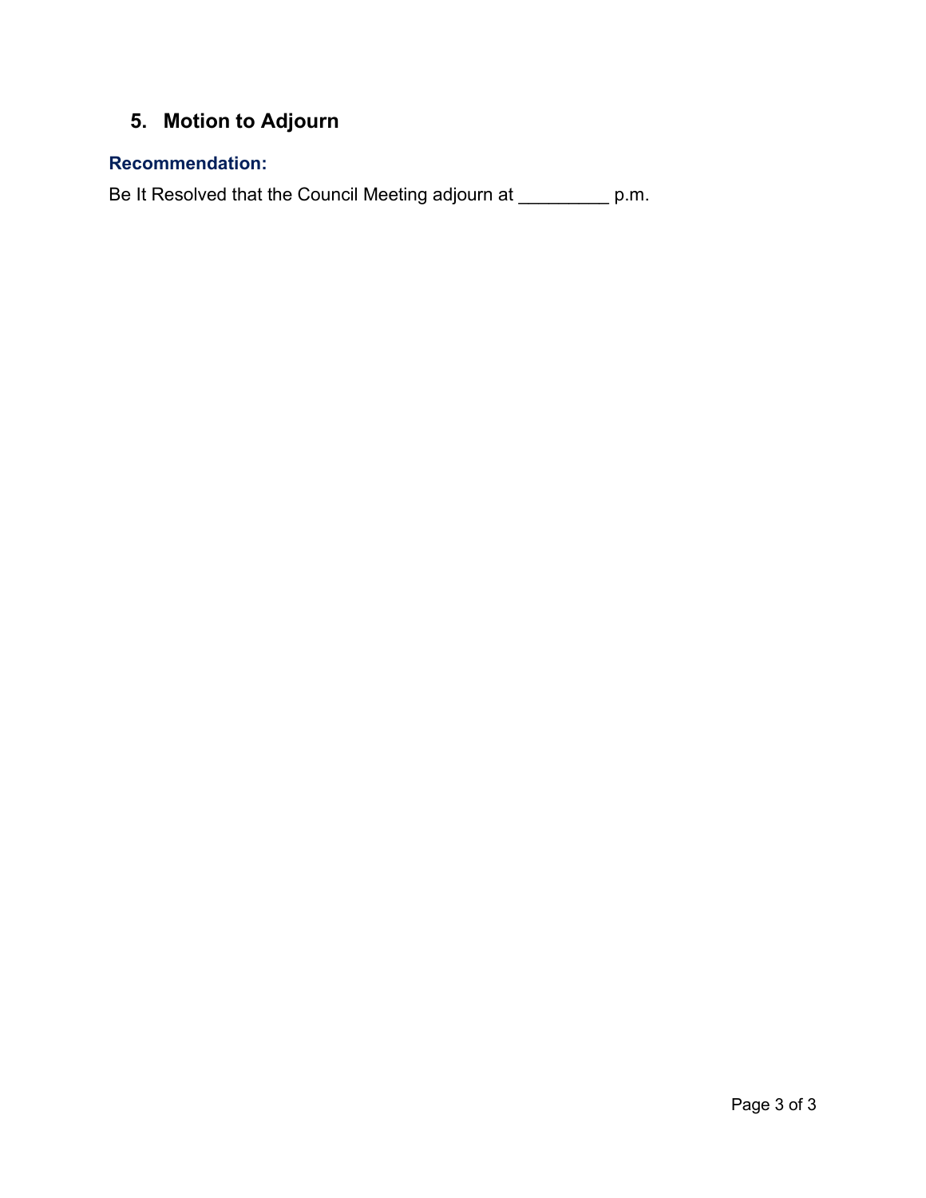## 5. Motion to Adjourn

### Recommendation:

Be It Resolved that the Council Meeting adjourn at _________ p.m.